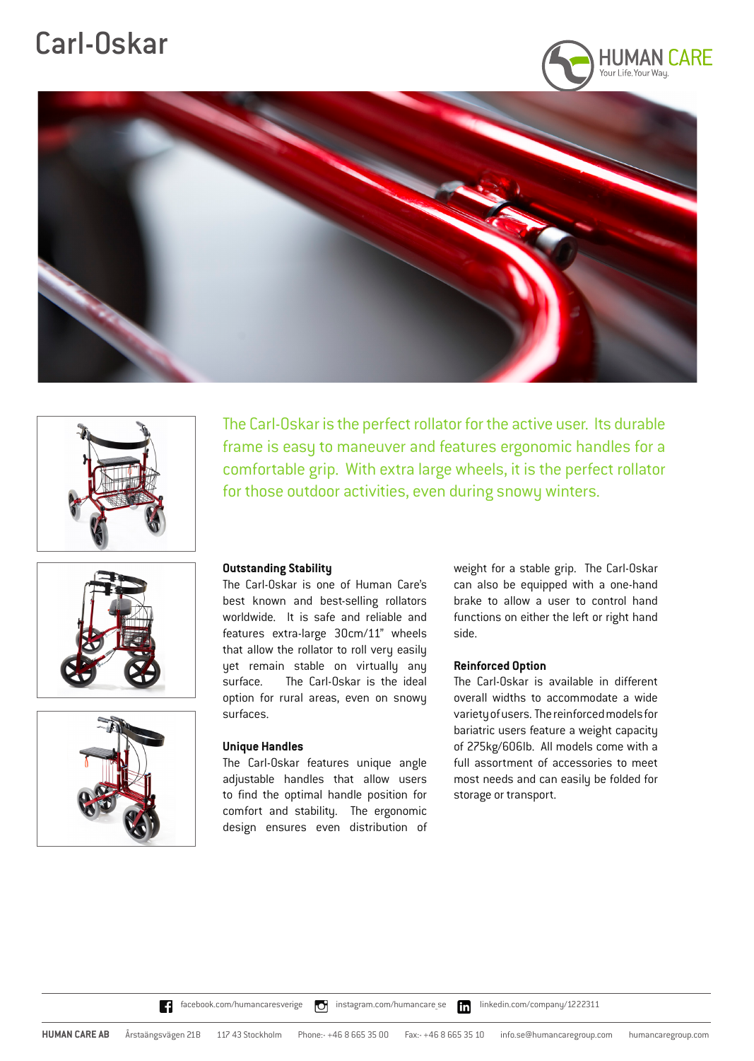# Carl-Oskar

HUMAN CARE
Your Life. Your Way.

The Carl-Oskar is the perfect rollator for the active user. Its durable frame is easy to maneuver and features ergonomic handles for a comfortable grip. With extra large wheels, it is the perfect rollator for those outdoor activities, even during snowy winters.

### Outstanding Stability

The Carl-Oskar is one of Human Care's best known and best-selling rollators worldwide. It is safe and reliable and features extra-large 30cm/11" wheels that allow the rollator to roll very easily yet remain stable on virtually any surface. The Carl-Oskar is the ideal option for rural areas, even on snowy surfaces.

### Unique Handles

The Carl-Oskar features unique angle adjustable handles that allow users to find the optimal handle position for comfort and stability. The ergonomic design ensures even distribution of weight for a stable grip. The Carl-Oskar can also be equipped with a one-hand brake to allow a user to control hand functions on either the left or right hand side.

### Reinforced Option

The Carl-Oskar is available in different overall widths to accommodate a wide variety of users. The reinforced models for bariatric users feature a weight capacity of 275kg/606lb. All models come with a full assortment of accessories to meet most needs and can easily be folded for storage or transport.

facebook.com/humancaresverige | instagram.com/humancare_se | linkedin.com/company/1222311

**HUMAN CARE AB** Årstaängsvägen 21B 117 43 Stockholm Phone:- +46 8 665 35 00 Fax:- +46 8 665 35 10 info.se@humancaregroup.com humancaregroup.com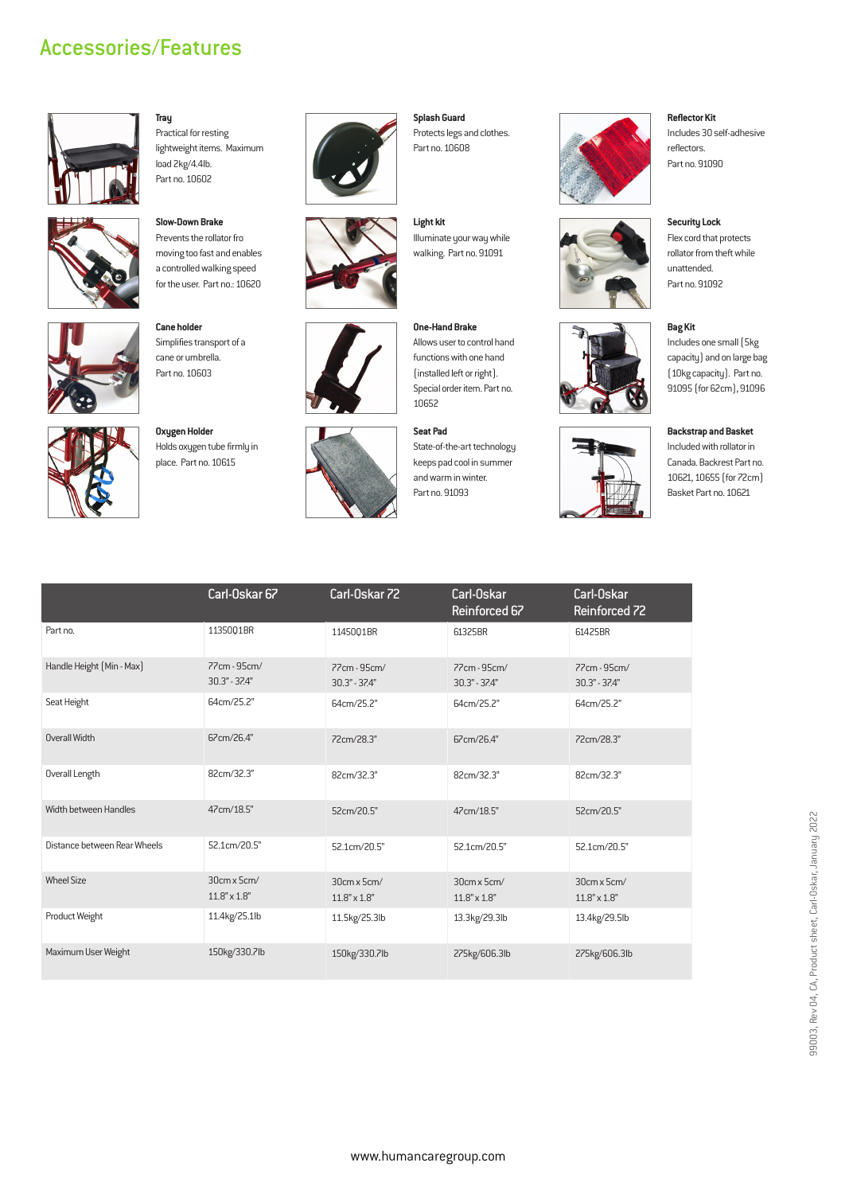## Accessories/Features

**Tray**
Practical for resting lightweight items. Maximum load 2kg/4.4lb.
Part no. 10602

**Slow-Down Brake**
Prevents the rollator fro moving too fast and enables a controlled walking speed for the user. Part no.: 10620

**Cane holder**
Simplifies transport of a cane or umbrella.
Part no. 10603

**Oxygen Holder**
Holds oxygen tube firmly in place. Part no. 10615

**Splash Guard**
Protects legs and clothes.
Part no. 10608

**Light kit**
Illuminate your way while walking. Part no. 91091

**One-Hand Brake**
Allows user to control hand functions with one hand (installed left or right). Special order item. Part no. 10652

**Seat Pad**
State-of-the-art technology keeps pad cool in summer and warm in winter.
Part no. 91093

**Reflector Kit**
Includes 30 self-adhesive reflectors.
Part no. 91090

**Security Lock**
Flex cord that protects rollator from theft while unattended.
Part no. 91092

**Bag Kit**
Includes one small (5kg capacity) and on large bag (10kg capacity). Part no. 91095 (for 62cm), 91096

**Backstrap and Basket**
Included with rollator in Canada. Backrest Part no. 10621, 10655 (for 72cm)
Basket Part no. 10621

| | Carl-Oskar 67 | Carl-Oskar 72 | Carl-Oskar Reinforced 67 | Carl-Oskar Reinforced 72 |
|---|---|---|---|---|
| Part no. | 1135001BR | 1145001BR | 61325BR | 61425BR |
| Handle Height (Min - Max) | 77cm - 95cm/ 30.3" - 37.4" | 77cm - 95cm/ 30.3" - 37.4" | 77cm - 95cm/ 30.3" - 37.4" | 77cm - 95cm/ 30.3" - 37.4" |
| Seat Height | 64cm/25.2" | 64cm/25.2" | 64cm/25.2" | 64cm/25.2" |
| Overall Width | 67cm/26.4" | 72cm/28.3" | 67cm/26.4" | 72cm/28.3" |
| Overall Length | 82cm/32.3" | 82cm/32.3" | 82cm/32.3" | 82cm/32.3" |
| Width between Handles | 47cm/18.5" | 52cm/20.5" | 47cm/18.5" | 52cm/20.5" |
| Distance between Rear Wheels | 52.1cm/20.5" | 52.1cm/20.5" | 52.1cm/20.5" | 52.1cm/20.5" |
| Wheel Size | 30cm x 5cm/ 11.8" x 1.8" | 30cm x 5cm/ 11.8" x 1.8" | 30cm x 5cm/ 11.8" x 1.8" | 30cm x 5cm/ 11.8" x 1.8" |
| Product Weight | 11.4kg/25.1lb | 11.5kg/25.3lb | 13.3kg/29.3lb | 13.4kg/29.5lb |
| Maximum User Weight | 150kg/330.7lb | 150kg/330.7lb | 275kg/606.3lb | 275kg/606.3lb |

99003, Rev 04, CA, Product sheet, Carl-Oskar, January 2022

www.humancaregroup.com